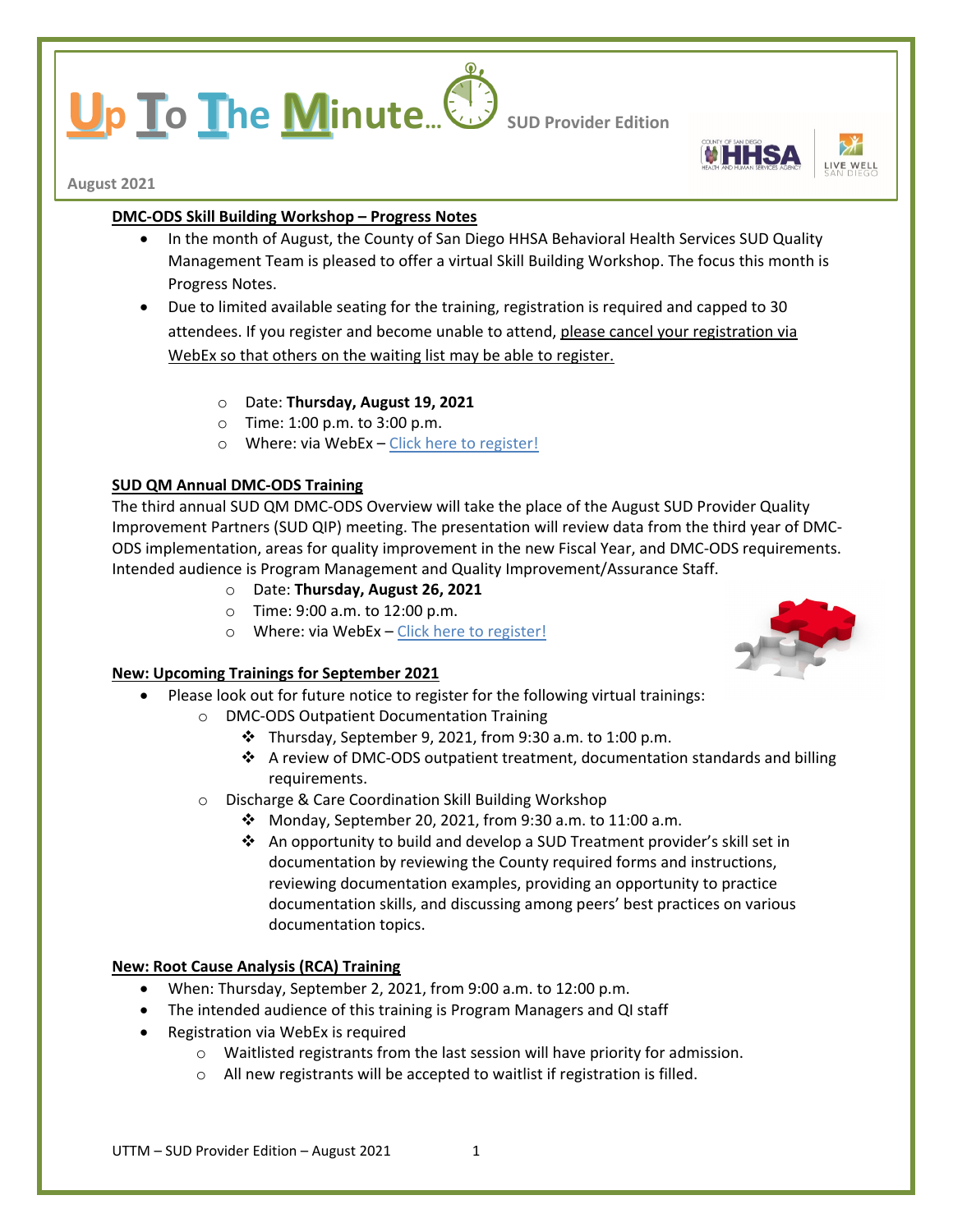# Up To The Minute… SUD Provider Edition

August 2021

## DMC-ODS Skill Building Workshop – Progress Notes

- In the month of August, the County of San Diego HHSA Behavioral Health Services SUD Quality Management Team is pleased to offer a virtual Skill Building Workshop. The focus this month is Progress Notes.
- Due to limited available seating for the training, registration is required and capped to 30 attendees. If you register and become unable to attend, please cancel your registration via WebEx so that others on the waiting list may be able to register.
  - Date: **Thursday, August 19, 2021**
  - Time: 1:00 p.m. to 3:00 p.m.
  - Where: via WebEx – Click here to register!

## SUD QM Annual DMC-ODS Training

The third annual SUD QM DMC-ODS Overview will take the place of the August SUD Provider Quality Improvement Partners (SUD QIP) meeting. The presentation will review data from the third year of DMC-ODS implementation, areas for quality improvement in the new Fiscal Year, and DMC-ODS requirements. Intended audience is Program Management and Quality Improvement/Assurance Staff.

- Date: **Thursday, August 26, 2021**
- Time: 9:00 a.m. to 12:00 p.m.
- Where: via WebEx – Click here to register!

## New: Upcoming Trainings for September 2021

- Please look out for future notice to register for the following virtual trainings:
  - DMC-ODS Outpatient Documentation Training
    - Thursday, September 9, 2021, from 9:30 a.m. to 1:00 p.m.
    - A review of DMC-ODS outpatient treatment, documentation standards and billing requirements.
  - Discharge & Care Coordination Skill Building Workshop
    - Monday, September 20, 2021, from 9:30 a.m. to 11:00 a.m.
    - An opportunity to build and develop a SUD Treatment provider's skill set in documentation by reviewing the County required forms and instructions, reviewing documentation examples, providing an opportunity to practice documentation skills, and discussing among peers' best practices on various documentation topics.

## New: Root Cause Analysis (RCA) Training

- When: Thursday, September 2, 2021, from 9:00 a.m. to 12:00 p.m.
- The intended audience of this training is Program Managers and QI staff
- Registration via WebEx is required
  - Waitlisted registrants from the last session will have priority for admission.
  - All new registrants will be accepted to waitlist if registration is filled.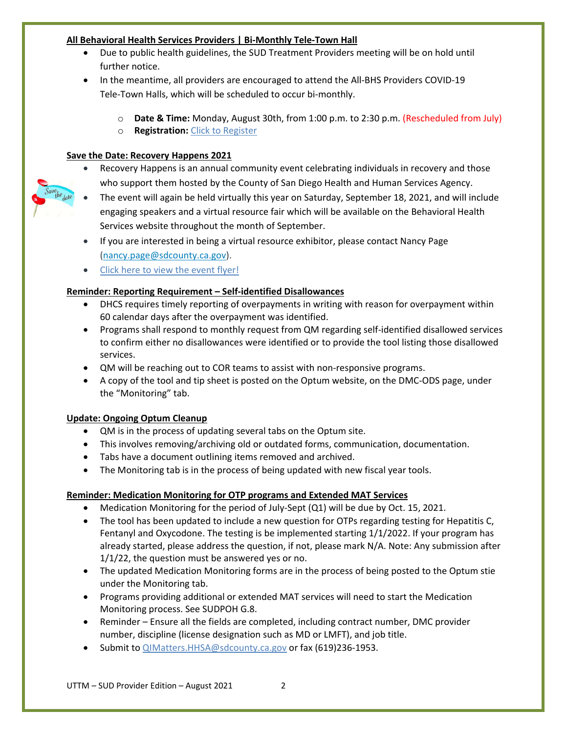**All Behavioral Health Services Providers | Bi-Monthly Tele-Town Hall**

- Due to public health guidelines, the SUD Treatment Providers meeting will be on hold until further notice.
- In the meantime, all providers are encouraged to attend the All-BHS Providers COVID-19 Tele-Town Halls, which will be scheduled to occur bi-monthly.
    - **Date & Time:** Monday, August 30th, from 1:00 p.m. to 2:30 p.m. (Rescheduled from July)
    - **Registration:** Click to Register

**Save the Date: Recovery Happens 2021**

- Recovery Happens is an annual community event celebrating individuals in recovery and those who support them hosted by the County of San Diego Health and Human Services Agency.
- The event will again be held virtually this year on Saturday, September 18, 2021, and will include engaging speakers and a virtual resource fair which will be available on the Behavioral Health Services website throughout the month of September.
- If you are interested in being a virtual resource exhibitor, please contact Nancy Page (nancy.page@sdcounty.ca.gov).
- Click here to view the event flyer!

**Reminder: Reporting Requirement – Self-identified Disallowances**

- DHCS requires timely reporting of overpayments in writing with reason for overpayment within 60 calendar days after the overpayment was identified.
- Programs shall respond to monthly request from QM regarding self-identified disallowed services to confirm either no disallowances were identified or to provide the tool listing those disallowed services.
- QM will be reaching out to COR teams to assist with non-responsive programs.
- A copy of the tool and tip sheet is posted on the Optum website, on the DMC-ODS page, under the "Monitoring" tab.

**Update: Ongoing Optum Cleanup**

- QM is in the process of updating several tabs on the Optum site.
- This involves removing/archiving old or outdated forms, communication, documentation.
- Tabs have a document outlining items removed and archived.
- The Monitoring tab is in the process of being updated with new fiscal year tools.

**Reminder: Medication Monitoring for OTP programs and Extended MAT Services**

- Medication Monitoring for the period of July-Sept (Q1) will be due by Oct. 15, 2021.
- The tool has been updated to include a new question for OTPs regarding testing for Hepatitis C, Fentanyl and Oxycodone. The testing is be implemented starting 1/1/2022. If your program has already started, please address the question, if not, please mark N/A. Note: Any submission after 1/1/22, the question must be answered yes or no.
- The updated Medication Monitoring forms are in the process of being posted to the Optum stie under the Monitoring tab.
- Programs providing additional or extended MAT services will need to start the Medication Monitoring process. See SUDPOH G.8.
- Reminder – Ensure all the fields are completed, including contract number, DMC provider number, discipline (license designation such as MD or LMFT), and job title.
- Submit to QIMatters.HHSA@sdcounty.ca.gov or fax (619)236-1953.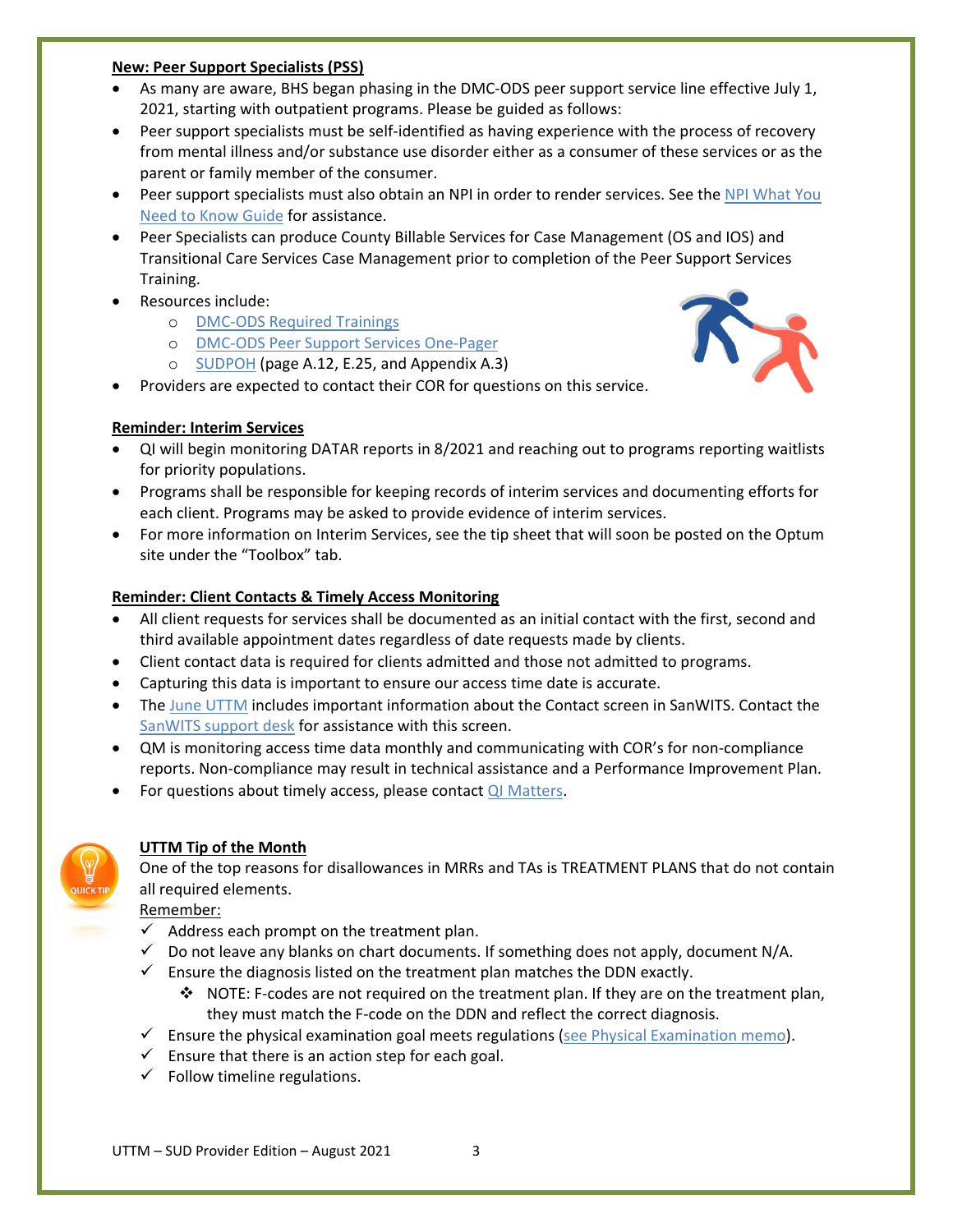**New: Peer Support Specialists (PSS)**

- As many are aware, BHS began phasing in the DMC-ODS peer support service line effective July 1, 2021, starting with outpatient programs. Please be guided as follows:
- Peer support specialists must be self-identified as having experience with the process of recovery from mental illness and/or substance use disorder either as a consumer of these services or as the parent or family member of the consumer.
- Peer support specialists must also obtain an NPI in order to render services. See the NPI What You Need to Know Guide for assistance.
- Peer Specialists can produce County Billable Services for Case Management (OS and IOS) and Transitional Care Services Case Management prior to completion of the Peer Support Services Training.
- Resources include:
  - DMC-ODS Required Trainings
  - DMC-ODS Peer Support Services One-Pager
  - SUDPOH (page A.12, E.25, and Appendix A.3)
- Providers are expected to contact their COR for questions on this service.

**Reminder: Interim Services**

- QI will begin monitoring DATAR reports in 8/2021 and reaching out to programs reporting waitlists for priority populations.
- Programs shall be responsible for keeping records of interim services and documenting efforts for each client. Programs may be asked to provide evidence of interim services.
- For more information on Interim Services, see the tip sheet that will soon be posted on the Optum site under the "Toolbox" tab.

**Reminder: Client Contacts & Timely Access Monitoring**

- All client requests for services shall be documented as an initial contact with the first, second and third available appointment dates regardless of date requests made by clients.
- Client contact data is required for clients admitted and those not admitted to programs.
- Capturing this data is important to ensure our access time date is accurate.
- The June UTTM includes important information about the Contact screen in SanWITS. Contact the SanWITS support desk for assistance with this screen.
- QM is monitoring access time data monthly and communicating with COR's for non-compliance reports. Non-compliance may result in technical assistance and a Performance Improvement Plan.
- For questions about timely access, please contact QI Matters.

**UTTM Tip of the Month**

One of the top reasons for disallowances in MRRs and TAs is TREATMENT PLANS that do not contain all required elements.

Remember:

- ✓ Address each prompt on the treatment plan.
- ✓ Do not leave any blanks on chart documents. If something does not apply, document N/A.
- ✓ Ensure the diagnosis listed on the treatment plan matches the DDN exactly.
  - ❖ NOTE: F-codes are not required on the treatment plan. If they are on the treatment plan, they must match the F-code on the DDN and reflect the correct diagnosis.
- ✓ Ensure the physical examination goal meets regulations (see Physical Examination memo).
- ✓ Ensure that there is an action step for each goal.
- ✓ Follow timeline regulations.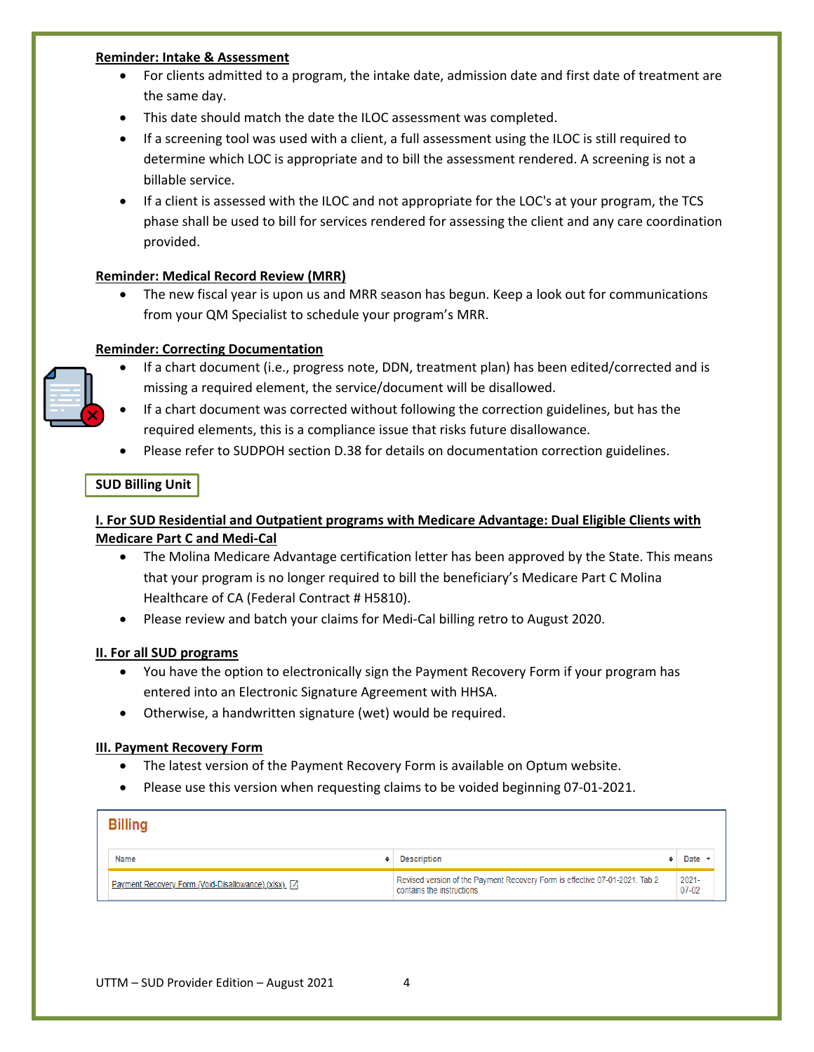**Reminder: Intake & Assessment**

- For clients admitted to a program, the intake date, admission date and first date of treatment are the same day.
- This date should match the date the ILOC assessment was completed.
- If a screening tool was used with a client, a full assessment using the ILOC is still required to determine which LOC is appropriate and to bill the assessment rendered. A screening is not a billable service.
- If a client is assessed with the ILOC and not appropriate for the LOC's at your program, the TCS phase shall be used to bill for services rendered for assessing the client and any care coordination provided.

**Reminder: Medical Record Review (MRR)**

- The new fiscal year is upon us and MRR season has begun. Keep a look out for communications from your QM Specialist to schedule your program's MRR.

**Reminder: Correcting Documentation**

- If a chart document (i.e., progress note, DDN, treatment plan) has been edited/corrected and is missing a required element, the service/document will be disallowed.
- If a chart document was corrected without following the correction guidelines, but has the required elements, this is a compliance issue that risks future disallowance.
- Please refer to SUDPOH section D.38 for details on documentation correction guidelines.

## SUD Billing Unit

**I. For SUD Residential and Outpatient programs with Medicare Advantage: Dual Eligible Clients with Medicare Part C and Medi-Cal**

- The Molina Medicare Advantage certification letter has been approved by the State. This means that your program is no longer required to bill the beneficiary's Medicare Part C Molina Healthcare of CA (Federal Contract # H5810).
- Please review and batch your claims for Medi-Cal billing retro to August 2020.

**II. For all SUD programs**

- You have the option to electronically sign the Payment Recovery Form if your program has entered into an Electronic Signature Agreement with HHSA.
- Otherwise, a handwritten signature (wet) would be required.

**III. Payment Recovery Form**

- The latest version of the Payment Recovery Form is available on Optum website.
- Please use this version when requesting claims to be voided beginning 07-01-2021.

**Billing**

| Name | Description | Date |
|---|---|---|
| Payment Recovery Form (Void-Disallowance) (xlsx) | Revised version of the Payment Recovery Form is effective 07-01-2021. Tab 2 contains the instructions. | 2021-07-02 |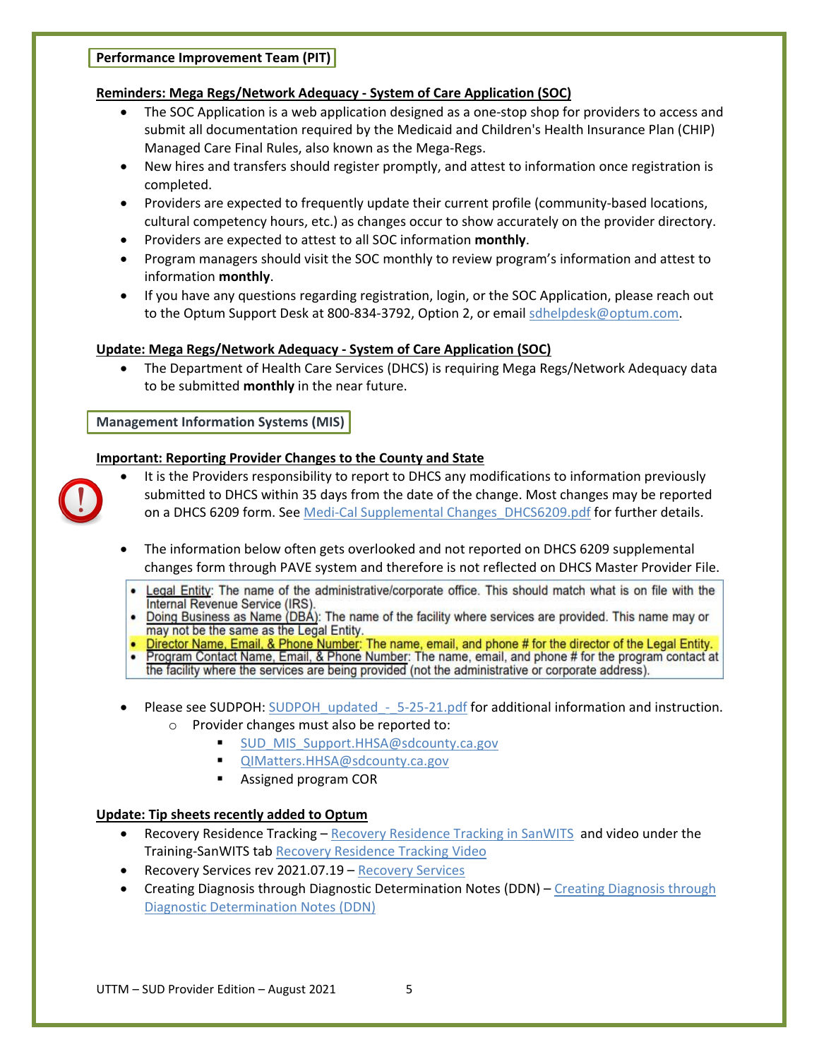## Performance Improvement Team (PIT)

**Reminders: Mega Regs/Network Adequacy - System of Care Application (SOC)**

- The SOC Application is a web application designed as a one-stop shop for providers to access and submit all documentation required by the Medicaid and Children's Health Insurance Plan (CHIP) Managed Care Final Rules, also known as the Mega-Regs.
- New hires and transfers should register promptly, and attest to information once registration is completed.
- Providers are expected to frequently update their current profile (community-based locations, cultural competency hours, etc.) as changes occur to show accurately on the provider directory.
- Providers are expected to attest to all SOC information **monthly**.
- Program managers should visit the SOC monthly to review program's information and attest to information **monthly**.
- If you have any questions regarding registration, login, or the SOC Application, please reach out to the Optum Support Desk at 800-834-3792, Option 2, or email sdhelpdesk@optum.com.

**Update: Mega Regs/Network Adequacy - System of Care Application (SOC)**

- The Department of Health Care Services (DHCS) is requiring Mega Regs/Network Adequacy data to be submitted **monthly** in the near future.

## Management Information Systems (MIS)

**Important: Reporting Provider Changes to the County and State**

- It is the Providers responsibility to report to DHCS any modifications to information previously submitted to DHCS within 35 days from the date of the change. Most changes may be reported on a DHCS 6209 form. See Medi-Cal Supplemental Changes_DHCS6209.pdf for further details.
- The information below often gets overlooked and not reported on DHCS 6209 supplemental changes form through PAVE system and therefore is not reflected on DHCS Master Provider File.

> - Legal Entity: The name of the administrative/corporate office. This should match what is on file with the Internal Revenue Service (IRS).
> - Doing Business as Name (DBA): The name of the facility where services are provided. This name may or may not be the same as the Legal Entity.
> - Director Name, Email, & Phone Number: The name, email, and phone # for the director of the Legal Entity.
> - Program Contact Name, Email, & Phone Number: The name, email, and phone # for the program contact at the facility where the services are being provided (not the administrative or corporate address).

- Please see SUDPOH: SUDPOH_updated_-_5-25-21.pdf for additional information and instruction.
  - Provider changes must also be reported to:
    - SUD_MIS_Support.HHSA@sdcounty.ca.gov
    - QIMatters.HHSA@sdcounty.ca.gov
    - Assigned program COR

**Update: Tip sheets recently added to Optum**

- Recovery Residence Tracking – Recovery Residence Tracking in SanWITS and video under the Training-SanWITS tab Recovery Residence Tracking Video
- Recovery Services rev 2021.07.19 – Recovery Services
- Creating Diagnosis through Diagnostic Determination Notes (DDN) – Creating Diagnosis through Diagnostic Determination Notes (DDN)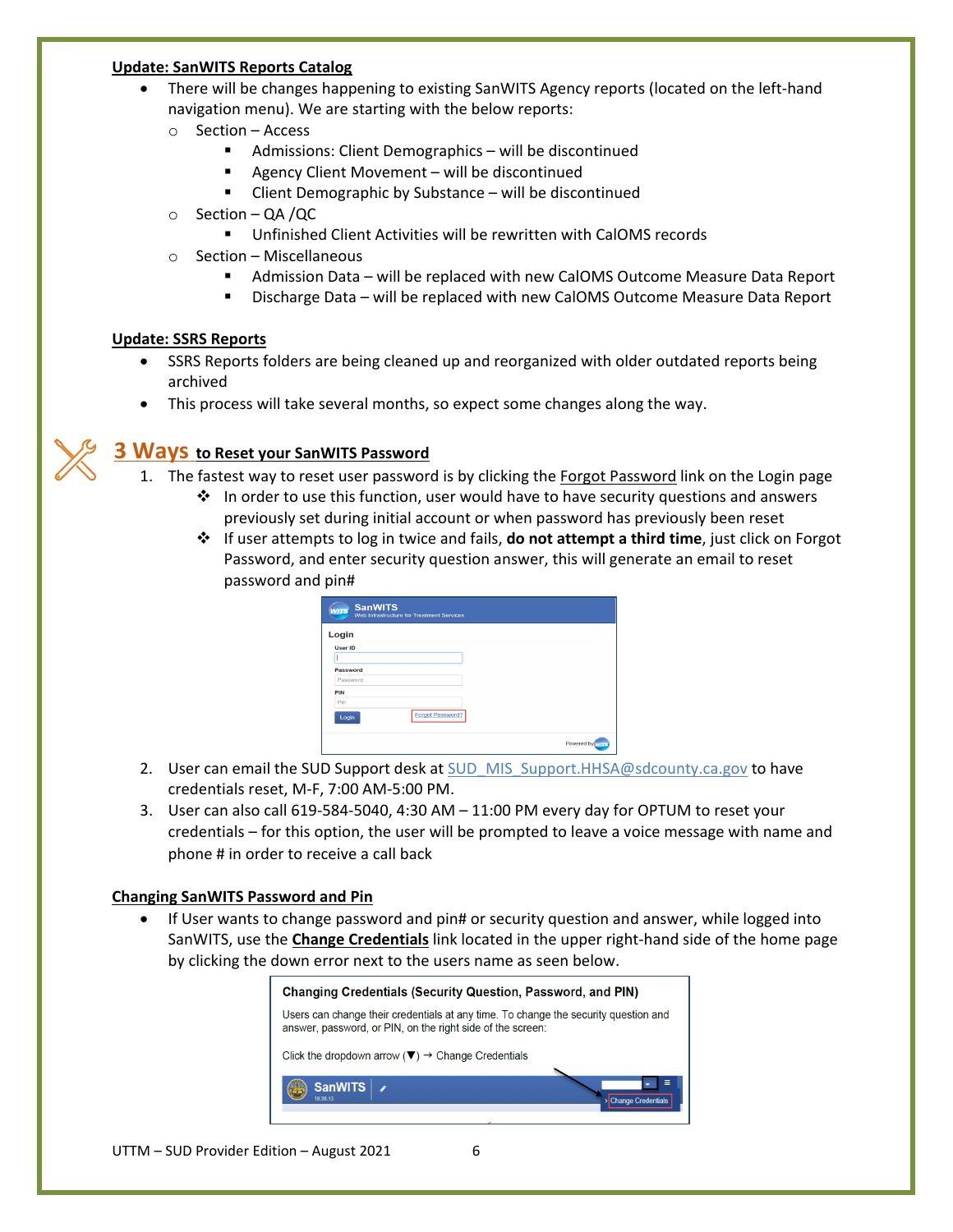**Update: SanWITS Reports Catalog**

- There will be changes happening to existing SanWITS Agency reports (located on the left-hand navigation menu). We are starting with the below reports:
    - Section – Access
        - Admissions: Client Demographics – will be discontinued
        - Agency Client Movement – will be discontinued
        - Client Demographic by Substance – will be discontinued
    - Section – QA /QC
        - Unfinished Client Activities will be rewritten with CalOMS records
    - Section – Miscellaneous
        - Admission Data – will be replaced with new CalOMS Outcome Measure Data Report
        - Discharge Data – will be replaced with new CalOMS Outcome Measure Data Report

**Update: SSRS Reports**

- SSRS Reports folders are being cleaned up and reorganized with older outdated reports being archived
- This process will take several months, so expect some changes along the way.

## 3 Ways to Reset your SanWITS Password

1. The fastest way to reset user password is by clicking the Forgot Password link on the Login page
    - In order to use this function, user would have to have security questions and answers previously set during initial account or when password has previously been reset
    - If user attempts to log in twice and fails, **do not attempt a third time**, just click on Forgot Password, and enter security question answer, this will generate an email to reset password and pin#
2. User can email the SUD Support desk at SUD_MIS_Support.HHSA@sdcounty.ca.gov to have credentials reset, M-F, 7:00 AM-5:00 PM.
3. User can also call 619-584-5040, 4:30 AM – 11:00 PM every day for OPTUM to reset your credentials – for this option, the user will be prompted to leave a voice message with name and phone # in order to receive a call back

**Changing SanWITS Password and Pin**

- If User wants to change password and pin# or security question and answer, while logged into SanWITS, use the **Change Credentials** link located in the upper right-hand side of the home page by clicking the down error next to the users name as seen below.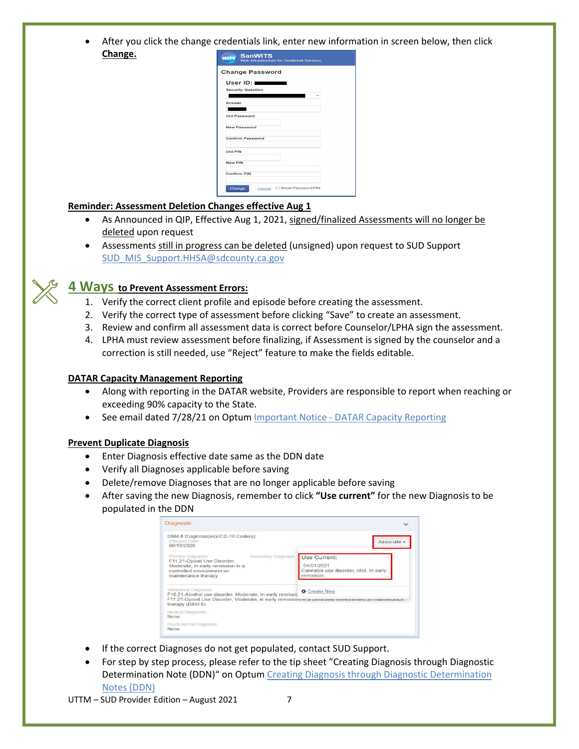- After you click the change credentials link, enter new information in screen below, then click **Change.**

**Reminder: Assessment Deletion Changes effective Aug 1**

- As Announced in QIP, Effective Aug 1, 2021, signed/finalized Assessments will no longer be deleted upon request
- Assessments still in progress can be deleted (unsigned) upon request to SUD Support SUD_MIS_Support.HHSA@sdcounty.ca.gov

## 4 Ways to Prevent Assessment Errors:

1. Verify the correct client profile and episode before creating the assessment.
2. Verify the correct type of assessment before clicking "Save" to create an assessment.
3. Review and confirm all assessment data is correct before Counselor/LPHA sign the assessment.
4. LPHA must review assessment before finalizing, if Assessment is signed by the counselor and a correction is still needed, use "Reject" feature to make the fields editable.

**DATAR Capacity Management Reporting**

- Along with reporting in the DATAR website, Providers are responsible to report when reaching or exceeding 90% capacity to the State.
- See email dated 7/28/21 on Optum Important Notice - DATAR Capacity Reporting

**Prevent Duplicate Diagnosis**

- Enter Diagnosis effective date same as the DDN date
- Verify all Diagnoses applicable before saving
- Delete/remove Diagnoses that are no longer applicable before saving
- After saving the new Diagnosis, remember to click **"Use current"** for the new Diagnosis to be populated in the DDN

- If the correct Diagnoses do not get populated, contact SUD Support.
- For step by step process, please refer to the tip sheet "Creating Diagnosis through Diagnostic Determination Note (DDN)" on Optum Creating Diagnosis through Diagnostic Determination Notes (DDN)

UTTM – SUD Provider Edition – August 2021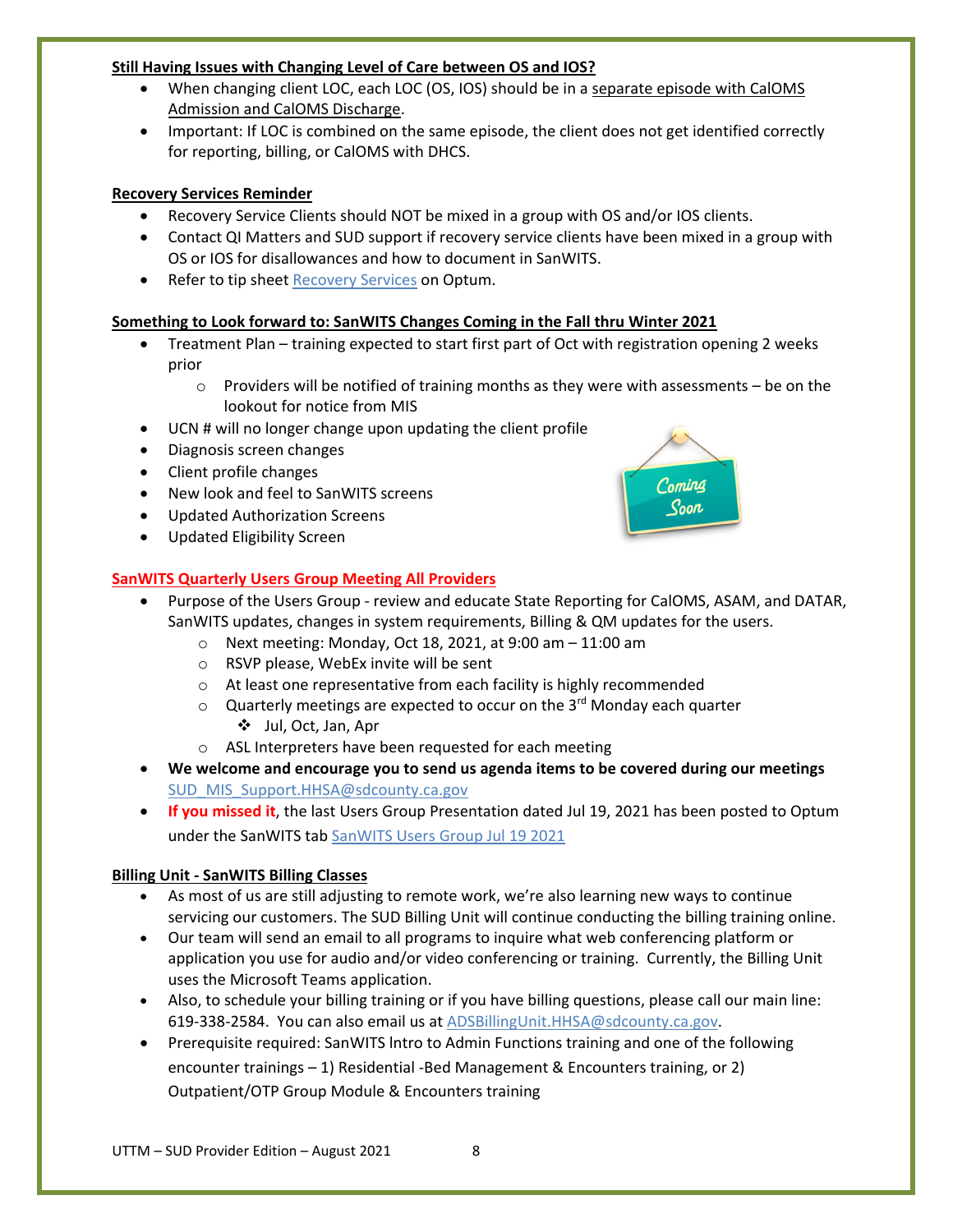**Still Having Issues with Changing Level of Care between OS and IOS?**

- When changing client LOC, each LOC (OS, IOS) should be in a separate episode with CalOMS Admission and CalOMS Discharge.
- Important: If LOC is combined on the same episode, the client does not get identified correctly for reporting, billing, or CalOMS with DHCS.

**Recovery Services Reminder**

- Recovery Service Clients should NOT be mixed in a group with OS and/or IOS clients.
- Contact QI Matters and SUD support if recovery service clients have been mixed in a group with OS or IOS for disallowances and how to document in SanWITS.
- Refer to tip sheet Recovery Services on Optum.

**Something to Look forward to: SanWITS Changes Coming in the Fall thru Winter 2021**

- Treatment Plan – training expected to start first part of Oct with registration opening 2 weeks prior
  - Providers will be notified of training months as they were with assessments – be on the lookout for notice from MIS
- UCN # will no longer change upon updating the client profile
- Diagnosis screen changes
- Client profile changes
- New look and feel to SanWITS screens
- Updated Authorization Screens
- Updated Eligibility Screen

**SanWITS Quarterly Users Group Meeting All Providers**

- Purpose of the Users Group - review and educate State Reporting for CalOMS, ASAM, and DATAR, SanWITS updates, changes in system requirements, Billing & QM updates for the users.
  - Next meeting: Monday, Oct 18, 2021, at 9:00 am – 11:00 am
  - RSVP please, WebEx invite will be sent
  - At least one representative from each facility is highly recommended
  - Quarterly meetings are expected to occur on the 3rd Monday each quarter
    - Jul, Oct, Jan, Apr
  - ASL Interpreters have been requested for each meeting
- **We welcome and encourage you to send us agenda items to be covered during our meetings** SUD_MIS_Support.HHSA@sdcounty.ca.gov
- **If you missed it**, the last Users Group Presentation dated Jul 19, 2021 has been posted to Optum under the SanWITS tab SanWITS Users Group Jul 19 2021

**Billing Unit - SanWITS Billing Classes**

- As most of us are still adjusting to remote work, we're also learning new ways to continue servicing our customers. The SUD Billing Unit will continue conducting the billing training online.
- Our team will send an email to all programs to inquire what web conferencing platform or application you use for audio and/or video conferencing or training. Currently, the Billing Unit uses the Microsoft Teams application.
- Also, to schedule your billing training or if you have billing questions, please call our main line: 619-338-2584. You can also email us at ADSBillingUnit.HHSA@sdcounty.ca.gov.
- Prerequisite required: SanWITS Intro to Admin Functions training and one of the following encounter trainings – 1) Residential -Bed Management & Encounters training, or 2) Outpatient/OTP Group Module & Encounters training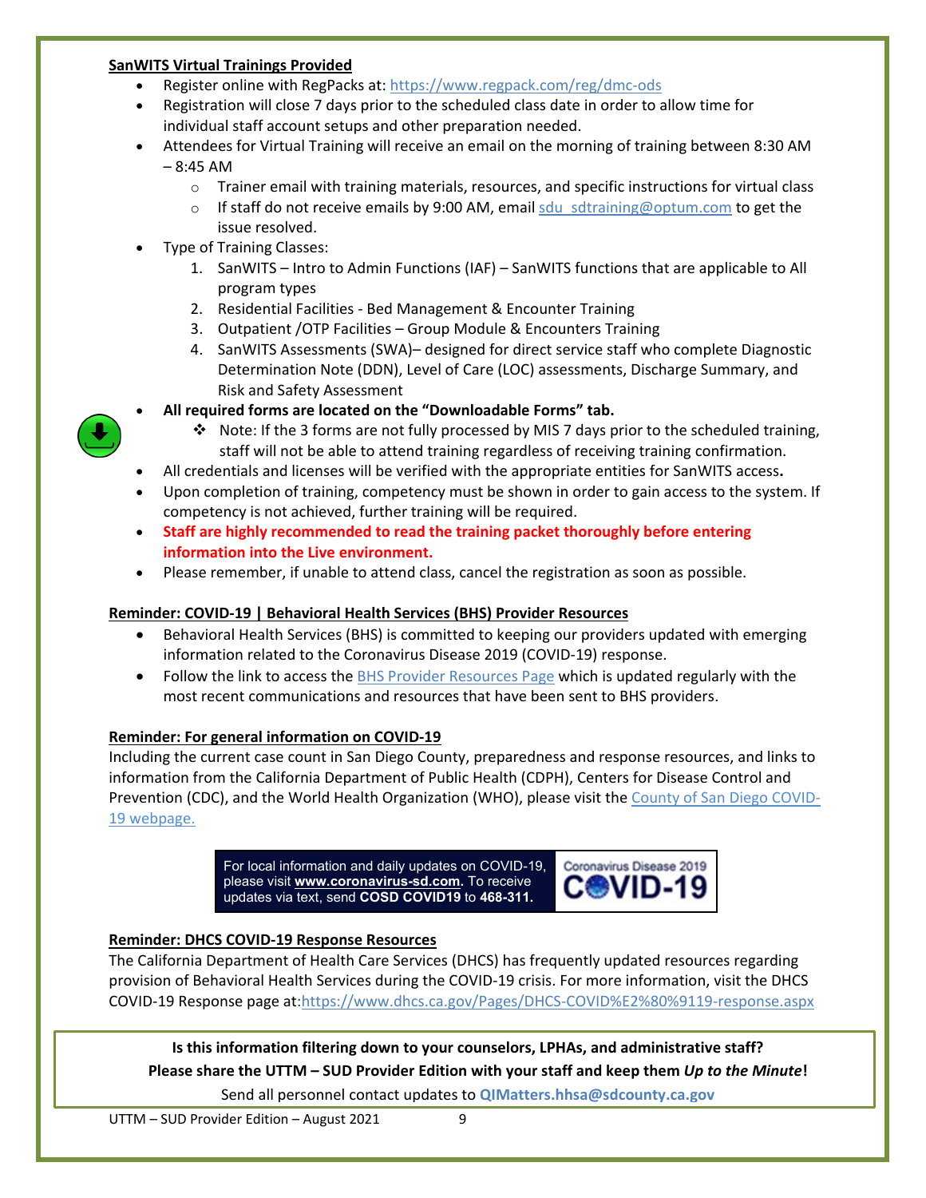**SanWITS Virtual Trainings Provided**

- Register online with RegPacks at: https://www.regpack.com/reg/dmc-ods
- Registration will close 7 days prior to the scheduled class date in order to allow time for individual staff account setups and other preparation needed.
- Attendees for Virtual Training will receive an email on the morning of training between 8:30 AM – 8:45 AM
    - Trainer email with training materials, resources, and specific instructions for virtual class
    - If staff do not receive emails by 9:00 AM, email sdu_sdtraining@optum.com to get the issue resolved.
- Type of Training Classes:
    1. SanWITS – Intro to Admin Functions (IAF) – SanWITS functions that are applicable to All program types
    2. Residential Facilities - Bed Management & Encounter Training
    3. Outpatient /OTP Facilities – Group Module & Encounters Training
    4. SanWITS Assessments (SWA)– designed for direct service staff who complete Diagnostic Determination Note (DDN), Level of Care (LOC) assessments, Discharge Summary, and Risk and Safety Assessment
- **All required forms are located on the "Downloadable Forms" tab.**
    - Note: If the 3 forms are not fully processed by MIS 7 days prior to the scheduled training, staff will not be able to attend training regardless of receiving training confirmation.
- All credentials and licenses will be verified with the appropriate entities for SanWITS access**.**
- Upon completion of training, competency must be shown in order to gain access to the system. If competency is not achieved, further training will be required.
- **Staff are highly recommended to read the training packet thoroughly before entering information into the Live environment.**
- Please remember, if unable to attend class, cancel the registration as soon as possible.

**Reminder: COVID-19 | Behavioral Health Services (BHS) Provider Resources**

- Behavioral Health Services (BHS) is committed to keeping our providers updated with emerging information related to the Coronavirus Disease 2019 (COVID-19) response.
- Follow the link to access the BHS Provider Resources Page which is updated regularly with the most recent communications and resources that have been sent to BHS providers.

**Reminder: For general information on COVID-19**

Including the current case count in San Diego County, preparedness and response resources, and links to information from the California Department of Public Health (CDPH), Centers for Disease Control and Prevention (CDC), and the World Health Organization (WHO), please visit the County of San Diego COVID-19 webpage.

For local information and daily updates on COVID-19, please visit **www.coronavirus-sd.com.** To receive updates via text, send **COSD COVID19** to **468-311.**

Coronavirus Disease 2019
COVID-19

**Reminder: DHCS COVID-19 Response Resources**

The California Department of Health Care Services (DHCS) has frequently updated resources regarding provision of Behavioral Health Services during the COVID-19 crisis. For more information, visit the DHCS COVID-19 Response page at:https://www.dhcs.ca.gov/Pages/DHCS-COVID%E2%80%9119-response.aspx

**Is this information filtering down to your counselors, LPHAs, and administrative staff?**
**Please share the UTTM – SUD Provider Edition with your staff and keep them *Up to the Minute*!**
Send all personnel contact updates to **QIMatters.hhsa@sdcounty.ca.gov**